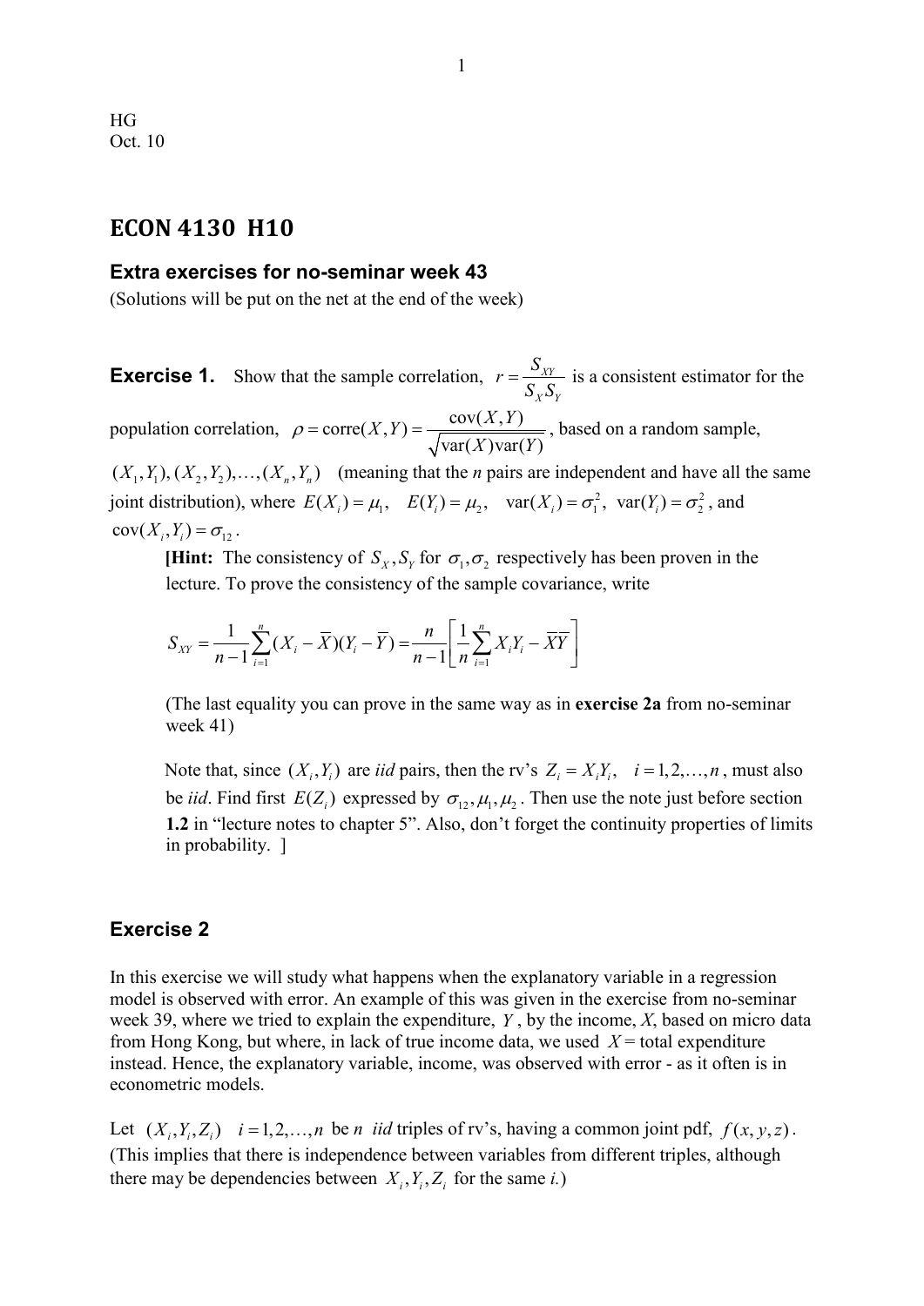HG
Oct. 10

# ECON 4130 H10

### Extra exercises for no-seminar week 43

(Solutions will be put on the net at the end of the week)

**Exercise 1.** Show that the sample correlation, $r = \dfrac{S_{XY}}{S_X S_Y}$ is a consistent estimator for the population correlation, $\rho = \text{corre}(X,Y) = \dfrac{\text{cov}(X,Y)}{\sqrt{\text{var}(X)\text{var}(Y)}}$, based on a random sample, $(X_1,Y_1),(X_2,Y_2),\ldots,(X_n,Y_n)$ (meaning that the *n* pairs are independent and have all the same joint distribution), where $E(X_i) = \mu_1, \quad E(Y_i) = \mu_2, \quad \text{var}(X_i) = \sigma_1^2, \ \text{var}(Y_i) = \sigma_2^2$, and $\text{cov}(X_i, Y_i) = \sigma_{12}$.

> **[Hint:** The consistency of $S_X, S_Y$ for $\sigma_1, \sigma_2$ respectively has been proven in the lecture. To prove the consistency of the sample covariance, write
>
> $$S_{XY} = \frac{1}{n-1}\sum_{i=1}^{n}(X_i - \bar{X})(Y_i - \bar{Y}) = \frac{n}{n-1}\left[\frac{1}{n}\sum_{i=1}^{n} X_i Y_i - \bar{X}\bar{Y}\right]$$
>
> (The last equality you can prove in the same way as in **exercise 2a** from no-seminar week 41)
>
> Note that, since $(X_i, Y_i)$ are *iid* pairs, then the rv's $Z_i = X_i Y_i, \quad i = 1,2,\ldots,n$, must also be *iid*. Find first $E(Z_i)$ expressed by $\sigma_{12}, \mu_1, \mu_2$. Then use the note just before section **1.2** in "lecture notes to chapter 5". Also, don't forget the continuity properties of limits in probability. ]

### Exercise 2

In this exercise we will study what happens when the explanatory variable in a regression model is observed with error. An example of this was given in the exercise from no-seminar week 39, where we tried to explain the expenditure, $Y$, by the income, $X$, based on micro data from Hong Kong, but where, in lack of true income data, we used $X$ = total expenditure instead. Hence, the explanatory variable, income, was observed with error - as it often is in econometric models.

Let $(X_i, Y_i, Z_i) \quad i = 1,2,\ldots,n$ be *n iid* triples of rv's, having a common joint pdf, $f(x,y,z)$. (This implies that there is independence between variables from different triples, although there may be dependencies between $X_i, Y_i, Z_i$ for the same *i*.)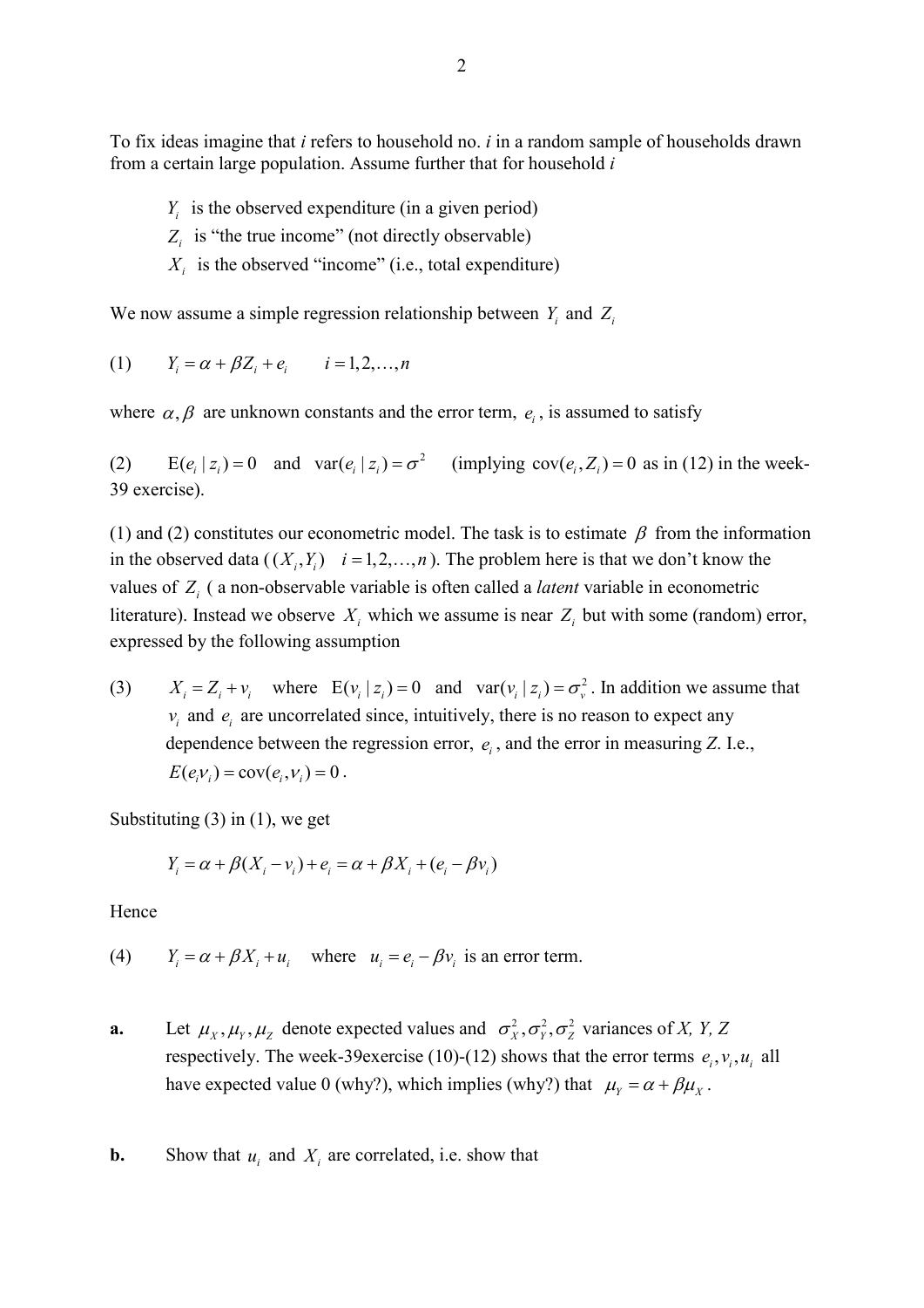To fix ideas imagine that *i* refers to household no. *i* in a random sample of households drawn from a certain large population. Assume further that for household *i*

> $Y_i$ is the observed expenditure (in a given period)
>
> $Z_i$ is "the true income" (not directly observable)
>
> $X_i$ is the observed "income" (i.e., total expenditure)

We now assume a simple regression relationship between $Y_i$ and $Z_i$

(1) $\quad Y_i = \alpha + \beta Z_i + e_i \qquad i = 1, 2, \ldots, n$

where $\alpha, \beta$ are unknown constants and the error term, $e_i$, is assumed to satisfy

(2) $\quad \mathrm{E}(e_i \mid z_i) = 0$ and $\mathrm{var}(e_i \mid z_i) = \sigma^2$ (implying $\mathrm{cov}(e_i, Z_i) = 0$ as in (12) in the week-39 exercise).

(1) and (2) constitutes our econometric model. The task is to estimate $\beta$ from the information in the observed data ($(X_i, Y_i) \quad i = 1, 2, \ldots, n$). The problem here is that we don't know the values of $Z_i$ ( a non-observable variable is often called a *latent* variable in econometric literature). Instead we observe $X_i$ which we assume is near $Z_i$ but with some (random) error, expressed by the following assumption

(3) $\quad X_i = Z_i + v_i$ where $\mathrm{E}(v_i \mid z_i) = 0$ and $\mathrm{var}(v_i \mid z_i) = \sigma_v^2$. In addition we assume that $v_i$ and $e_i$ are uncorrelated since, intuitively, there is no reason to expect any dependence between the regression error, $e_i$, and the error in measuring *Z*. I.e., $E(e_i v_i) = \mathrm{cov}(e_i, v_i) = 0$.

Substituting (3) in (1), we get

$$Y_i = \alpha + \beta(X_i - v_i) + e_i = \alpha + \beta X_i + (e_i - \beta v_i)$$

Hence

(4) $\quad Y_i = \alpha + \beta X_i + u_i$ where $u_i = e_i - \beta v_i$ is an error term.

**a.** Let $\mu_X, \mu_Y, \mu_Z$ denote expected values and $\sigma_X^2, \sigma_Y^2, \sigma_Z^2$ variances of *X, Y, Z* respectively. The week-39exercise (10)-(12) shows that the error terms $e_i, v_i, u_i$ all have expected value 0 (why?), which implies (why?) that $\mu_Y = \alpha + \beta \mu_X$.

**b.** Show that $u_i$ and $X_i$ are correlated, i.e. show that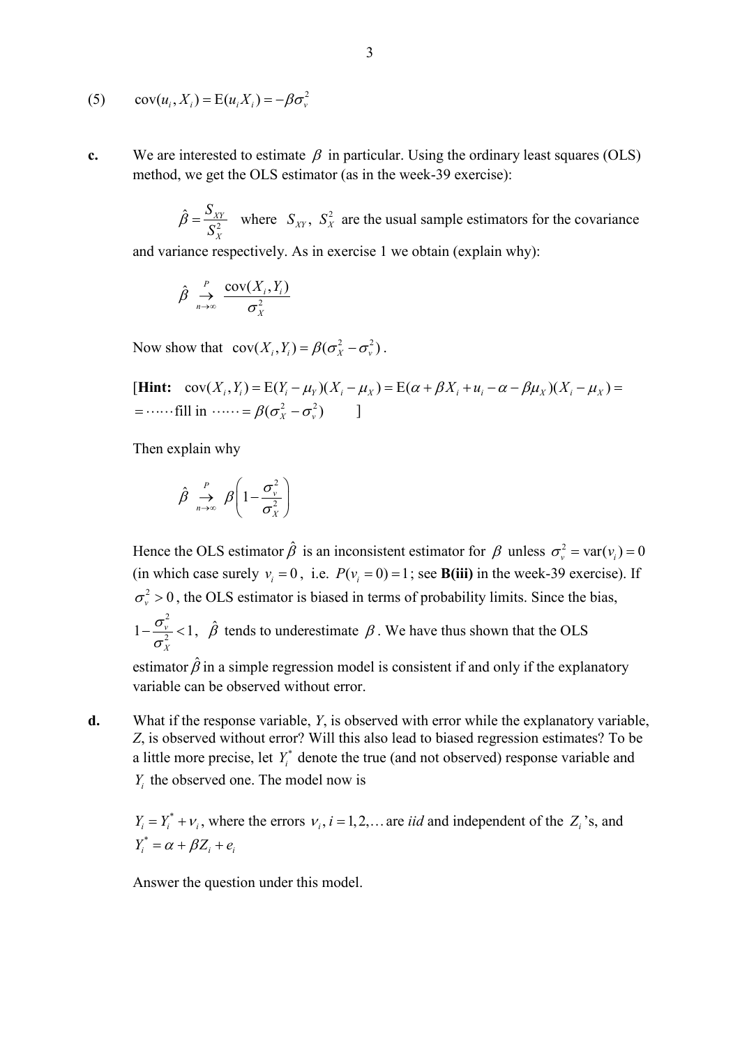(5) $\quad \text{cov}(u_i, X_i) = \text{E}(u_i X_i) = -\beta\sigma_v^2$

**c.** We are interested to estimate $\beta$ in particular. Using the ordinary least squares (OLS) method, we get the OLS estimator (as in the week-39 exercise):

$$\hat{\beta} = \frac{S_{XY}}{S_X^2}$$

where $S_{XY}$, $S_X^2$ are the usual sample estimators for the covariance and variance respectively. As in exercise 1 we obtain (explain why):

$$\hat{\beta} \underset{n\to\infty}{\overset{P}{\to}} \frac{\text{cov}(X_i, Y_i)}{\sigma_X^2}$$

Now show that $\text{cov}(X_i, Y_i) = \beta(\sigma_X^2 - \sigma_v^2)$.

[**Hint:** $\text{cov}(X_i, Y_i) = \text{E}(Y_i - \mu_Y)(X_i - \mu_X) = \text{E}(\alpha + \beta X_i + u_i - \alpha - \beta\mu_X)(X_i - \mu_X) =$
$= \cdots\cdots$ fill in $\cdots\cdots = \beta(\sigma_X^2 - \sigma_v^2)$ ]

Then explain why

$$\hat{\beta} \underset{n\to\infty}{\overset{P}{\to}} \beta\left(1 - \frac{\sigma_v^2}{\sigma_X^2}\right)$$

Hence the OLS estimator $\hat{\beta}$ is an inconsistent estimator for $\beta$ unless $\sigma_v^2 = \text{var}(v_i) = 0$ (in which case surely $v_i = 0$, i.e. $P(v_i = 0) = 1$; see **B(iii)** in the week-39 exercise). If $\sigma_v^2 > 0$, the OLS estimator is biased in terms of probability limits. Since the bias, $1 - \frac{\sigma_v^2}{\sigma_X^2} < 1$, $\hat{\beta}$ tends to underestimate $\beta$. We have thus shown that the OLS estimator $\hat{\beta}$ in a simple regression model is consistent if and only if the explanatory variable can be observed without error.

**d.** What if the response variable, $Y$, is observed with error while the explanatory variable, $Z$, is observed without error? Will this also lead to biased regression estimates? To be a little more precise, let $Y_i^*$ denote the true (and not observed) response variable and $Y_i$ the observed one. The model now is

$Y_i = Y_i^* + v_i$, where the errors $v_i, i = 1, 2, \ldots$ are *iid* and independent of the $Z_i$'s, and
$Y_i^* = \alpha + \beta Z_i + e_i$

Answer the question under this model.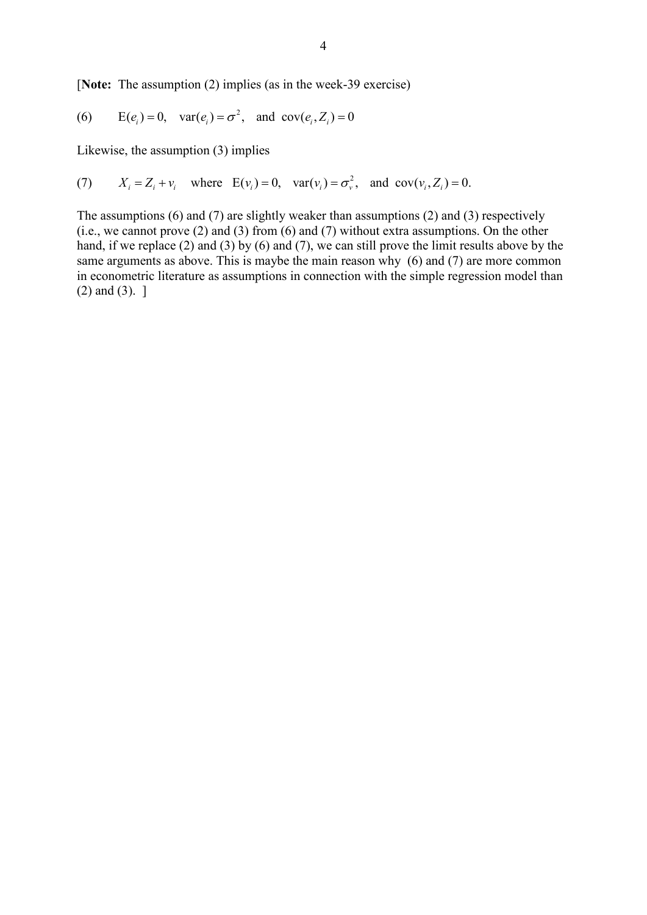[**Note:** The assumption (2) implies (as in the week-39 exercise)

(6) $\quad \mathrm{E}(e_i) = 0, \quad \mathrm{var}(e_i) = \sigma^2, \quad \text{and } \mathrm{cov}(e_i, Z_i) = 0$

Likewise, the assumption (3) implies

(7) $\quad X_i = Z_i + v_i \quad \text{where} \quad \mathrm{E}(v_i) = 0, \quad \mathrm{var}(v_i) = \sigma_v^2, \quad \text{and } \mathrm{cov}(v_i, Z_i) = 0.$

The assumptions (6) and (7) are slightly weaker than assumptions (2) and (3) respectively (i.e., we cannot prove (2) and (3) from (6) and (7) without extra assumptions. On the other hand, if we replace (2) and (3) by (6) and (7), we can still prove the limit results above by the same arguments as above. This is maybe the main reason why (6) and (7) are more common in econometric literature as assumptions in connection with the simple regression model than (2) and (3). ]